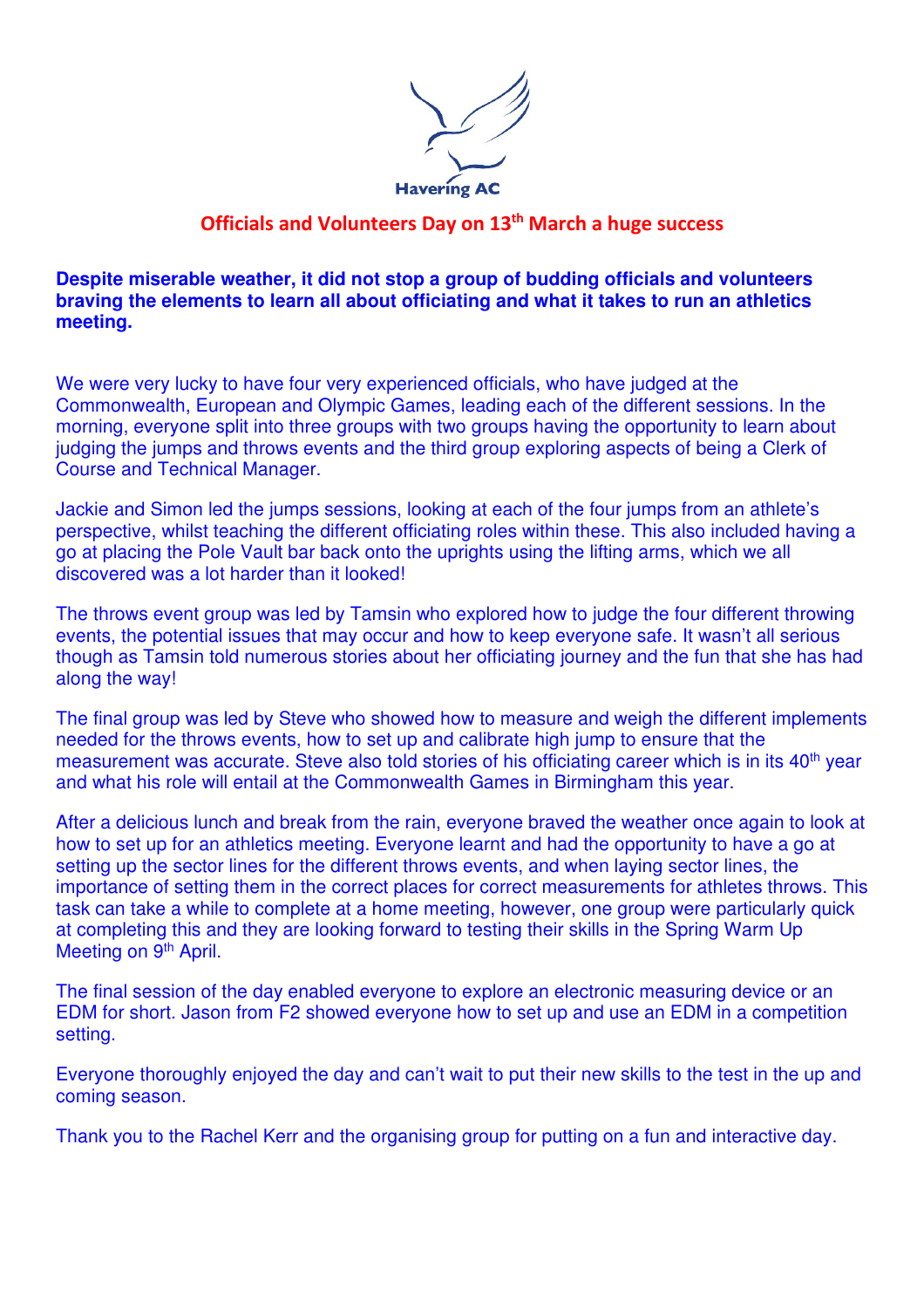Havering AC

# Officials and Volunteers Day on 13th March a huge success

**Despite miserable weather, it did not stop a group of budding officials and volunteers braving the elements to learn all about officiating and what it takes to run an athletics meeting.**

We were very lucky to have four very experienced officials, who have judged at the Commonwealth, European and Olympic Games, leading each of the different sessions. In the morning, everyone split into three groups with two groups having the opportunity to learn about judging the jumps and throws events and the third group exploring aspects of being a Clerk of Course and Technical Manager.

Jackie and Simon led the jumps sessions, looking at each of the four jumps from an athlete's perspective, whilst teaching the different officiating roles within these. This also included having a go at placing the Pole Vault bar back onto the uprights using the lifting arms, which we all discovered was a lot harder than it looked!

The throws event group was led by Tamsin who explored how to judge the four different throwing events, the potential issues that may occur and how to keep everyone safe. It wasn't all serious though as Tamsin told numerous stories about her officiating journey and the fun that she has had along the way!

The final group was led by Steve who showed how to measure and weigh the different implements needed for the throws events, how to set up and calibrate high jump to ensure that the measurement was accurate. Steve also told stories of his officiating career which is in its 40th year and what his role will entail at the Commonwealth Games in Birmingham this year.

After a delicious lunch and break from the rain, everyone braved the weather once again to look at how to set up for an athletics meeting. Everyone learnt and had the opportunity to have a go at setting up the sector lines for the different throws events, and when laying sector lines, the importance of setting them in the correct places for correct measurements for athletes throws. This task can take a while to complete at a home meeting, however, one group were particularly quick at completing this and they are looking forward to testing their skills in the Spring Warm Up Meeting on 9th April.

The final session of the day enabled everyone to explore an electronic measuring device or an EDM for short. Jason from F2 showed everyone how to set up and use an EDM in a competition setting.

Everyone thoroughly enjoyed the day and can't wait to put their new skills to the test in the up and coming season.

Thank you to the Rachel Kerr and the organising group for putting on a fun and interactive day.